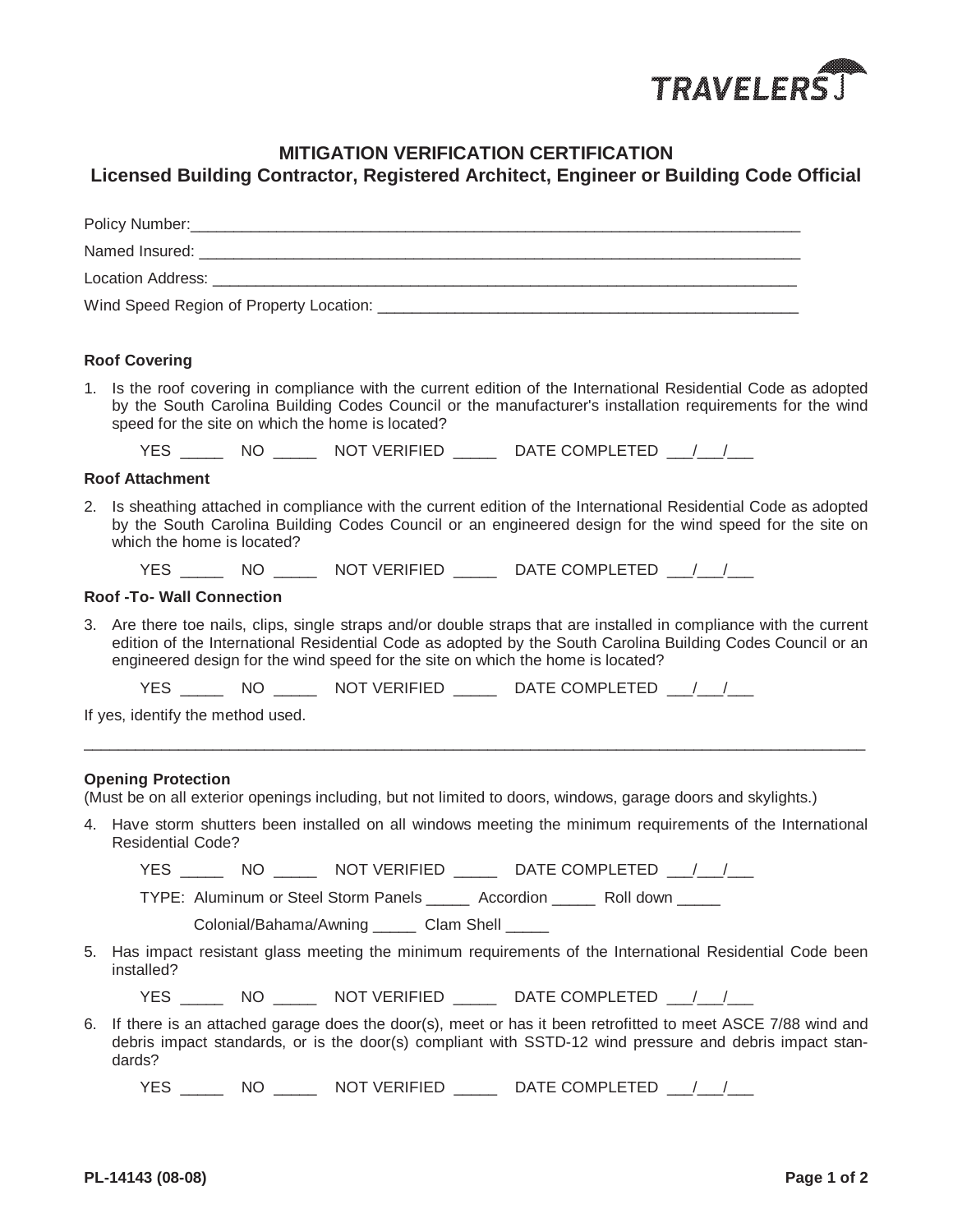TRAVELERS

# MITIGATION VERIFICATION CERTIFICATION

## Licensed Building Contractor, Registered Architect, Engineer or Building Code Official

Policy Number:___________________________________________________________________________

Named Insured: ___________________________________________________________________________

Location Address: _________________________________________________________________________

Wind Speed Region of Property Location: _____________________________________________________

**Roof Covering**

1. Is the roof covering in compliance with the current edition of the International Residential Code as adopted by the South Carolina Building Codes Council or the manufacturer's installation requirements for the wind speed for the site on which the home is located?

   YES _____ NO _____ NOT VERIFIED _____ DATE COMPLETED ___/___/___

**Roof Attachment**

2. Is sheathing attached in compliance with the current edition of the International Residential Code as adopted by the South Carolina Building Codes Council or an engineered design for the wind speed for the site on which the home is located?

   YES _____ NO _____ NOT VERIFIED _____ DATE COMPLETED ___/___/___

**Roof -To- Wall Connection**

3. Are there toe nails, clips, single straps and/or double straps that are installed in compliance with the current edition of the International Residential Code as adopted by the South Carolina Building Codes Council or an engineered design for the wind speed for the site on which the home is located?

   YES _____ NO _____ NOT VERIFIED _____ DATE COMPLETED ___/___/___

If yes, identify the method used.

_____________________________________________________________________________________________

**Opening Protection**

(Must be on all exterior openings including, but not limited to doors, windows, garage doors and skylights.)

4. Have storm shutters been installed on all windows meeting the minimum requirements of the International Residential Code?

   YES _____ NO _____ NOT VERIFIED _____ DATE COMPLETED ___/___/___

   TYPE: Aluminum or Steel Storm Panels _____ Accordion _____ Roll down _____

   Colonial/Bahama/Awning _____ Clam Shell _____

5. Has impact resistant glass meeting the minimum requirements of the International Residential Code been installed?

   YES _____ NO _____ NOT VERIFIED _____ DATE COMPLETED ___/___/___

6. If there is an attached garage does the door(s), meet or has it been retrofitted to meet ASCE 7/88 wind and debris impact standards, or is the door(s) compliant with SSTD-12 wind pressure and debris impact standards?

   YES _____ NO _____ NOT VERIFIED _____ DATE COMPLETED ___/___/___

PL-14143 (08-08)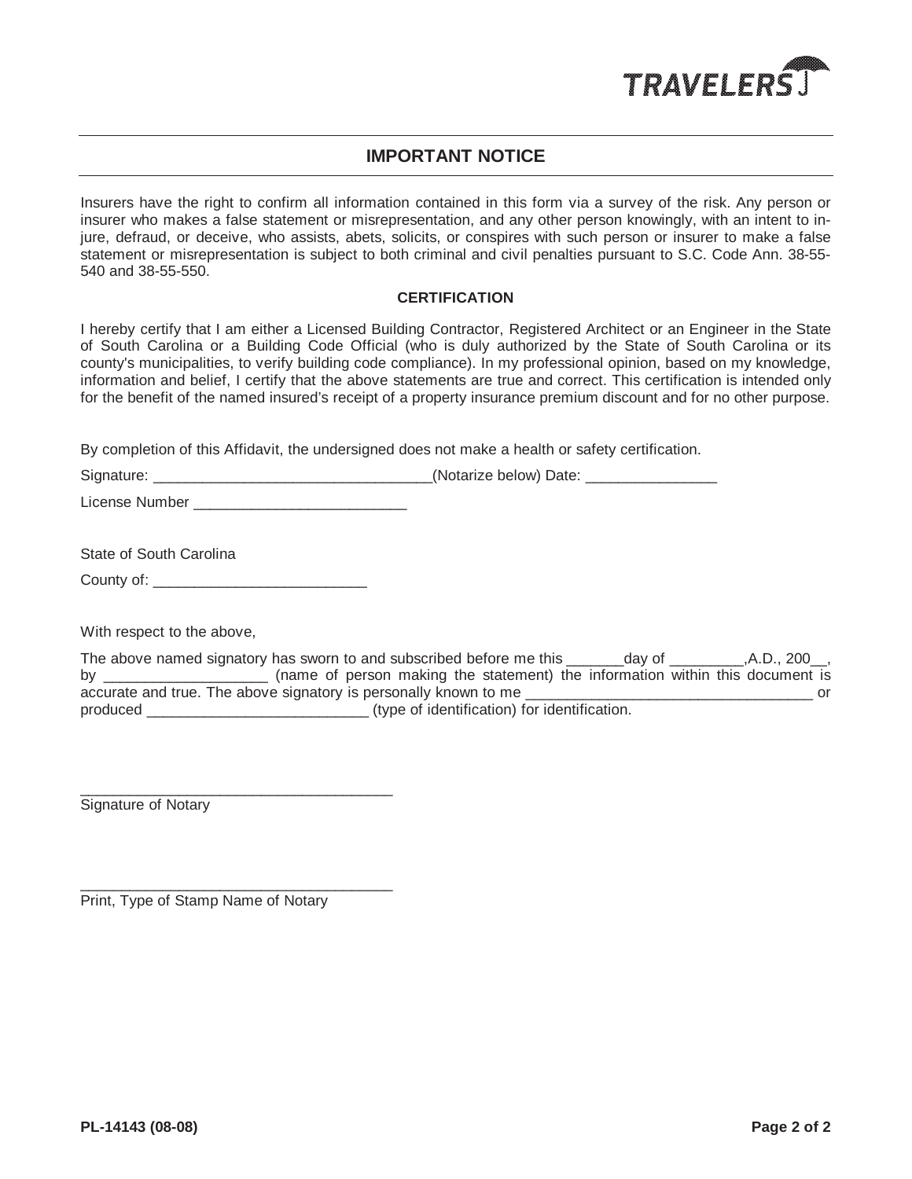TRAVELERS

## IMPORTANT NOTICE

Insurers have the right to confirm all information contained in this form via a survey of the risk. Any person or insurer who makes a false statement or misrepresentation, and any other person knowingly, with an intent to injure, defraud, or deceive, who assists, abets, solicits, or conspires with such person or insurer to make a false statement or misrepresentation is subject to both criminal and civil penalties pursuant to S.C. Code Ann. 38-55-540 and 38-55-550.

### CERTIFICATION

I hereby certify that I am either a Licensed Building Contractor, Registered Architect or an Engineer in the State of South Carolina or a Building Code Official (who is duly authorized by the State of South Carolina or its county's municipalities, to verify building code compliance). In my professional opinion, based on my knowledge, information and belief, I certify that the above statements are true and correct. This certification is intended only for the benefit of the named insured's receipt of a property insurance premium discount and for no other purpose.

By completion of this Affidavit, the undersigned does not make a health or safety certification.

Signature: __________________________________(Notarize below) Date: ________________

License Number __________________________

State of South Carolina

County of: __________________________

With respect to the above,

The above named signatory has sworn to and subscribed before me this _______day of _________,A.D., 200__, by ___________________ (name of person making the statement) the information within this document is accurate and true. The above signatory is personally known to me ___________________________________ or produced __________________________ (type of identification) for identification.

______________________________________
Signature of Notary

______________________________________
Print, Type of Stamp Name of Notary

PL-14143 (08-08)